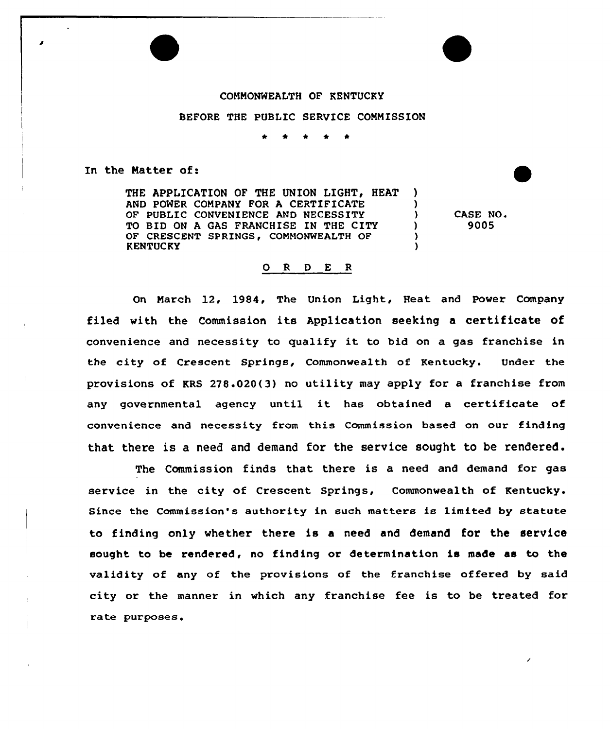COMMONWEALTH OF KENTUCKY

BEFORE THE PUBLIC SERVICE COMMISSION

\* \* \* \* \*

In the Matter of:

THE APPLICATION OF THE UNION LIGHT, HEAT AND POWER COMPANY FOR A CERTIFICATE OF PUBLIC CONVENIENCE AND NECESSITY TO BID ON A GAS FRANCHISE IN THE CITY OF CRESCENT SPRINGS, COMMONWEALTH OF KENTUCKY ) CASE NO. 9005

## ORDER

On March 12, 1984, The Union Light, Heat and Power Company filed with the Commission its Application seeking a certificate of convenience and necessity to qualify it to bid on a gas franchise in the city of Crescent Springs, Commonwealth of Kentucky. Under the provisions of KRS 278.020(3) no utility may apply for a franchise from any governmental agency until it has obtained a certificate of convenience and necessity from this Commission based on our finding that there is a need and demand for the service sought to be rendered.

The Commission finds that there is a need and demand for gas service in the city of Crescent Springs, Commonwealth of Kentucky. Since the Commission's authority in such matters is limited by statute to finding only whether there is a need and demand for the service sought to be rendered, no finding or determination is made as to the validity of any of the provisions of the franchise offered by said city or the manner in which any franchise fee is to be treated for rate purposes.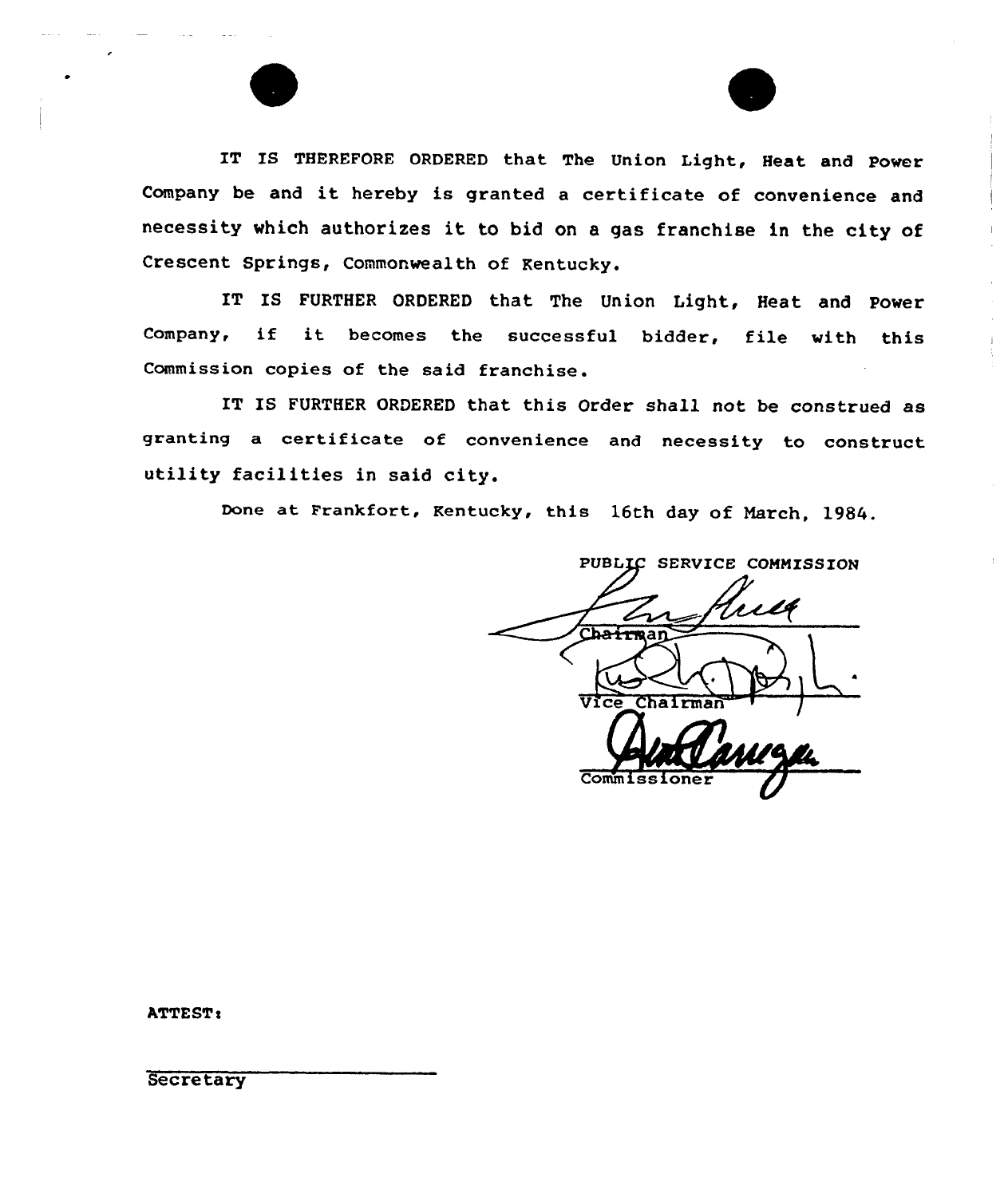IT IS THEREFORE ORDERED that The Union Light, Heat and Power Company be and it hereby is granted a certificate of convenience and necessity which authorizes it to bid on a gas franchise in the city of Crescent Springs, Commonwealth of Kentucky.

IT IS FURTHER ORDERED that The Union Light, Heat and Power Company, if it becomes the successful bidder, file with this Commission copies of the said franchise.

IT IS FURTHER ORDERED that this Order shall not be construed as granting a certificate of convenience and necessity to construct utility facilities in said city.

Done at Frankfort, Kentucky, this 16th day of March, 1984.

PUBLIC SERVICE COMMISSION

Chairman

Vice Chairman

Commissioner

ATTEST:

Secretary